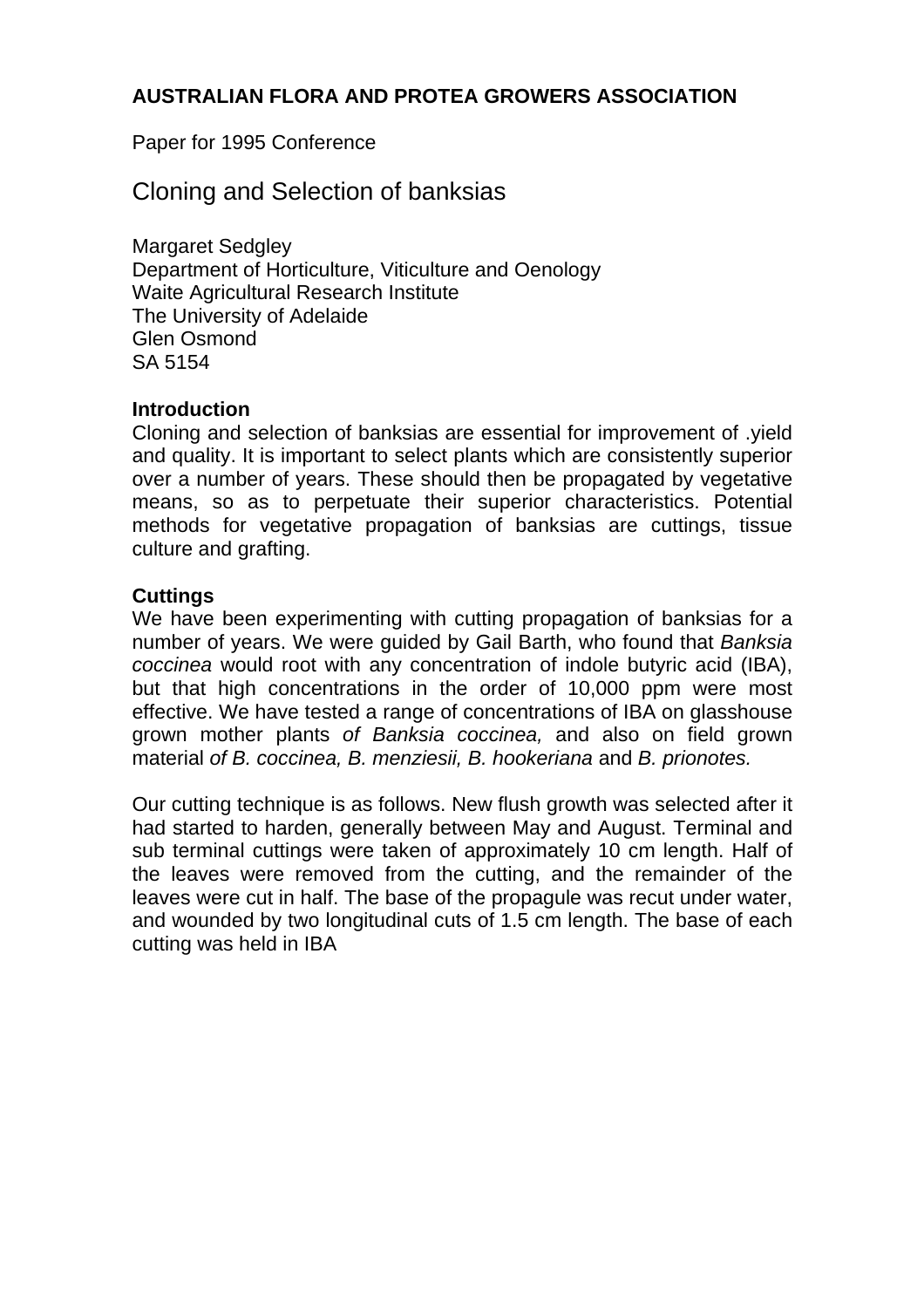**AUSTRALIAN FLORA AND PROTEA GROWERS ASSOCIATION**

Paper for 1995 Conference

# Cloning and Selection of banksias

Margaret Sedgley
Department of Horticulture, Viticulture and Oenology
Waite Agricultural Research Institute
The University of Adelaide
Glen Osmond
SA 5154

**Introduction**

Cloning and selection of banksias are essential for improvement of .yield and quality. It is important to select plants which are consistently superior over a number of years. These should then be propagated by vegetative means, so as to perpetuate their superior characteristics. Potential methods for vegetative propagation of banksias are cuttings, tissue culture and grafting.

**Cuttings**

We have been experimenting with cutting propagation of banksias for a number of years. We were guided by Gail Barth, who found that *Banksia coccinea* would root with any concentration of indole butyric acid (IBA), but that high concentrations in the order of 10,000 ppm were most effective. We have tested a range of concentrations of IBA on glasshouse grown mother plants *of Banksia coccinea,* and also on field grown material *of B. coccinea, B. menziesii, B. hookeriana* and *B. prionotes.*

Our cutting technique is as follows. New flush growth was selected after it had started to harden, generally between May and August. Terminal and sub terminal cuttings were taken of approximately 10 cm length. Half of the leaves were removed from the cutting, and the remainder of the leaves were cut in half. The base of the propagule was recut under water, and wounded by two longitudinal cuts of 1.5 cm length. The base of each cutting was held in IBA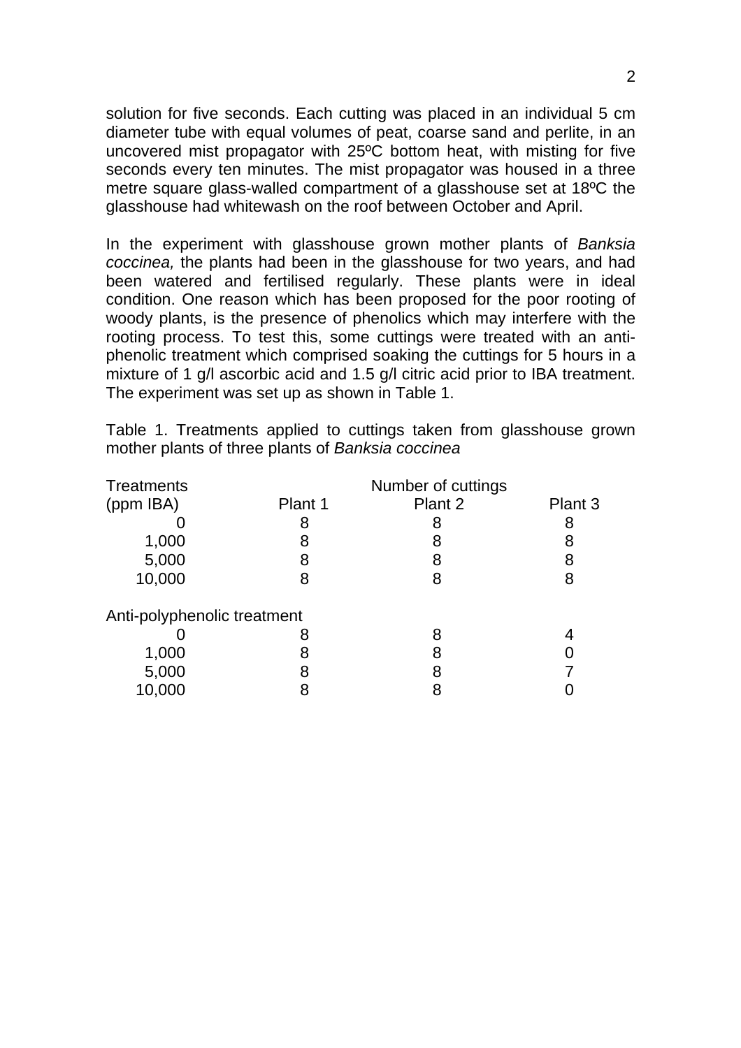solution for five seconds. Each cutting was placed in an individual 5 cm diameter tube with equal volumes of peat, coarse sand and perlite, in an uncovered mist propagator with 25ºC bottom heat, with misting for five seconds every ten minutes. The mist propagator was housed in a three metre square glass-walled compartment of a glasshouse set at 18ºC the glasshouse had whitewash on the roof between October and April.

In the experiment with glasshouse grown mother plants of *Banksia coccinea,* the plants had been in the glasshouse for two years, and had been watered and fertilised regularly. These plants were in ideal condition. One reason which has been proposed for the poor rooting of woody plants, is the presence of phenolics which may interfere with the rooting process. To test this, some cuttings were treated with an anti-phenolic treatment which comprised soaking the cuttings for 5 hours in a mixture of 1 g/l ascorbic acid and 1.5 g/l citric acid prior to IBA treatment. The experiment was set up as shown in Table 1.

Table 1. Treatments applied to cuttings taken from glasshouse grown mother plants of three plants of *Banksia coccinea*

| Treatments | Number of cuttings | | |
|---|---|---|---|
| (ppm IBA) | Plant 1 | Plant 2 | Plant 3 |
| 0 | 8 | 8 | 8 |
| 1,000 | 8 | 8 | 8 |
| 5,000 | 8 | 8 | 8 |
| 10,000 | 8 | 8 | 8 |
| Anti-polyphenolic treatment | | | |
| 0 | 8 | 8 | 4 |
| 1,000 | 8 | 8 | 0 |
| 5,000 | 8 | 8 | 7 |
| 10,000 | 8 | 8 | 0 |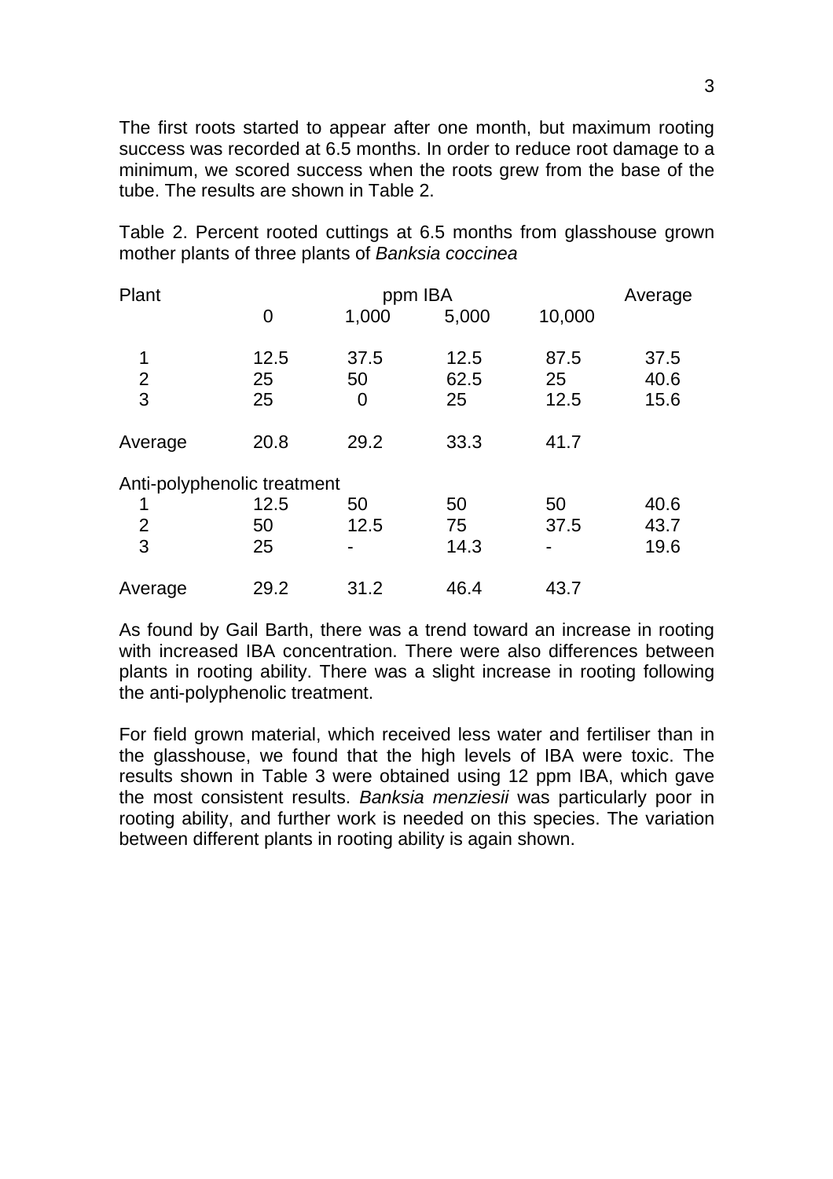The first roots started to appear after one month, but maximum rooting success was recorded at 6.5 months. In order to reduce root damage to a minimum, we scored success when the roots grew from the base of the tube. The results are shown in Table 2.

Table 2. Percent rooted cuttings at 6.5 months from glasshouse grown mother plants of three plants of *Banksia coccinea*

| Plant | ppm IBA | | | | Average |
|---|---|---|---|---|---|
| | 0 | 1,000 | 5,000 | 10,000 | |
| 1 | 12.5 | 37.5 | 12.5 | 87.5 | 37.5 |
| 2 | 25 | 50 | 62.5 | 25 | 40.6 |
| 3 | 25 | 0 | 25 | 12.5 | 15.6 |
| Average | 20.8 | 29.2 | 33.3 | 41.7 | |
| Anti-polyphenolic treatment | | | | | |
| 1 | 12.5 | 50 | 50 | 50 | 40.6 |
| 2 | 50 | 12.5 | 75 | 37.5 | 43.7 |
| 3 | 25 | - | 14.3 | - | 19.6 |
| Average | 29.2 | 31.2 | 46.4 | 43.7 | |

As found by Gail Barth, there was a trend toward an increase in rooting with increased IBA concentration. There were also differences between plants in rooting ability. There was a slight increase in rooting following the anti-polyphenolic treatment.

For field grown material, which received less water and fertiliser than in the glasshouse, we found that the high levels of IBA were toxic. The results shown in Table 3 were obtained using 12 ppm IBA, which gave the most consistent results. *Banksia menziesii* was particularly poor in rooting ability, and further work is needed on this species. The variation between different plants in rooting ability is again shown.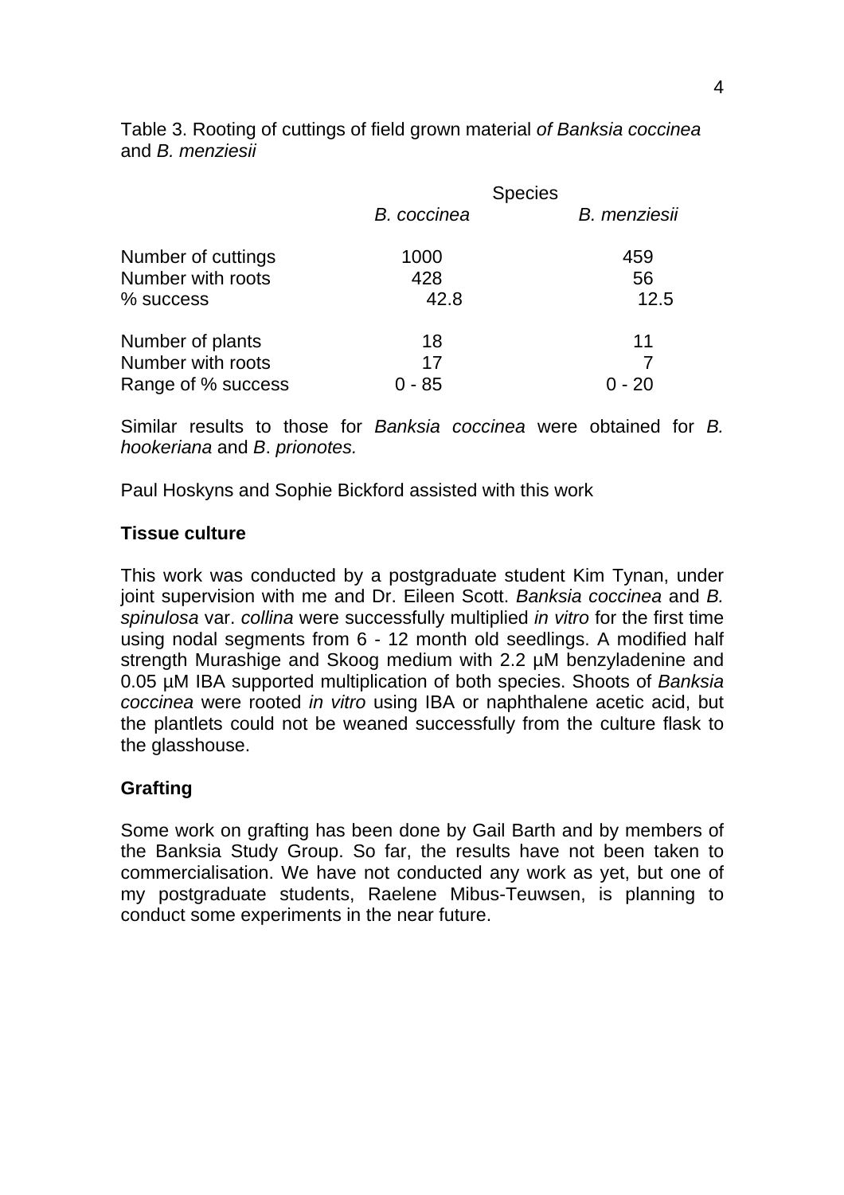Table 3. Rooting of cuttings of field grown material *of Banksia coccinea* and *B. menziesii*

| | Species | |
|---|---|---|
| | *B. coccinea* | *B. menziesii* |
| Number of cuttings | 1000 | 459 |
| Number with roots | 428 | 56 |
| % success | 42.8 | 12.5 |
| Number of plants | 18 | 11 |
| Number with roots | 17 | 7 |
| Range of % success | 0 - 85 | 0 - 20 |

Similar results to those for *Banksia coccinea* were obtained for *B. hookeriana* and *B. prionotes.*

Paul Hoskyns and Sophie Bickford assisted with this work

**Tissue culture**

This work was conducted by a postgraduate student Kim Tynan, under joint supervision with me and Dr. Eileen Scott. *Banksia coccinea* and *B. spinulosa* var. *collina* were successfully multiplied *in vitro* for the first time using nodal segments from 6 - 12 month old seedlings. A modified half strength Murashige and Skoog medium with 2.2 µM benzyladenine and 0.05 µM IBA supported multiplication of both species. Shoots of *Banksia coccinea* were rooted *in vitro* using IBA or naphthalene acetic acid, but the plantlets could not be weaned successfully from the culture flask to the glasshouse.

**Grafting**

Some work on grafting has been done by Gail Barth and by members of the Banksia Study Group. So far, the results have not been taken to commercialisation. We have not conducted any work as yet, but one of my postgraduate students, Raelene Mibus-Teuwsen, is planning to conduct some experiments in the near future.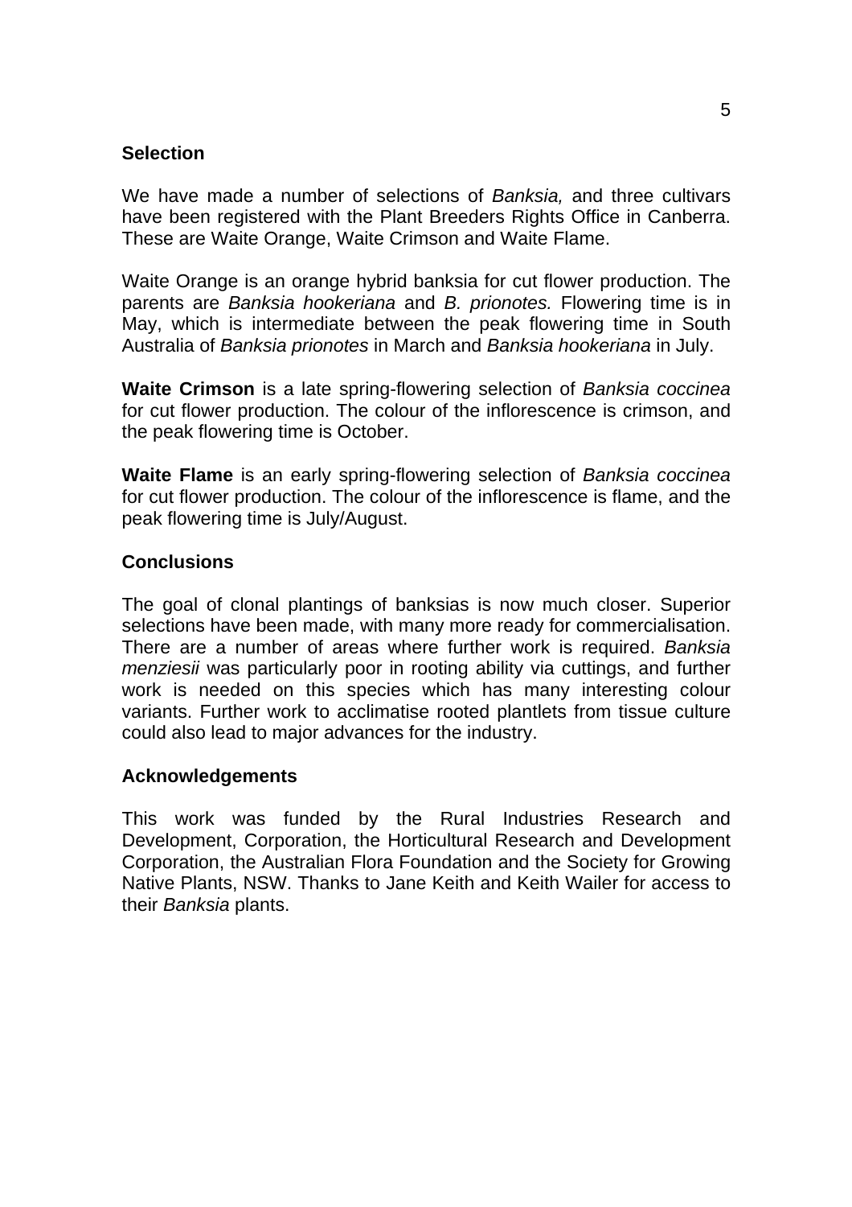## Selection

We have made a number of selections of *Banksia,* and three cultivars have been registered with the Plant Breeders Rights Office in Canberra. These are Waite Orange, Waite Crimson and Waite Flame.

Waite Orange is an orange hybrid banksia for cut flower production. The parents are *Banksia hookeriana* and *B. prionotes.* Flowering time is in May, which is intermediate between the peak flowering time in South Australia of *Banksia prionotes* in March and *Banksia hookeriana* in July.

**Waite Crimson** is a late spring-flowering selection of *Banksia coccinea* for cut flower production. The colour of the inflorescence is crimson, and the peak flowering time is October.

**Waite Flame** is an early spring-flowering selection of *Banksia coccinea* for cut flower production. The colour of the inflorescence is flame, and the peak flowering time is July/August.

## Conclusions

The goal of clonal plantings of banksias is now much closer. Superior selections have been made, with many more ready for commercialisation. There are a number of areas where further work is required. *Banksia menziesii* was particularly poor in rooting ability via cuttings, and further work is needed on this species which has many interesting colour variants. Further work to acclimatise rooted plantlets from tissue culture could also lead to major advances for the industry.

## Acknowledgements

This work was funded by the Rural Industries Research and Development, Corporation, the Horticultural Research and Development Corporation, the Australian Flora Foundation and the Society for Growing Native Plants, NSW. Thanks to Jane Keith and Keith Wailer for access to their *Banksia* plants.